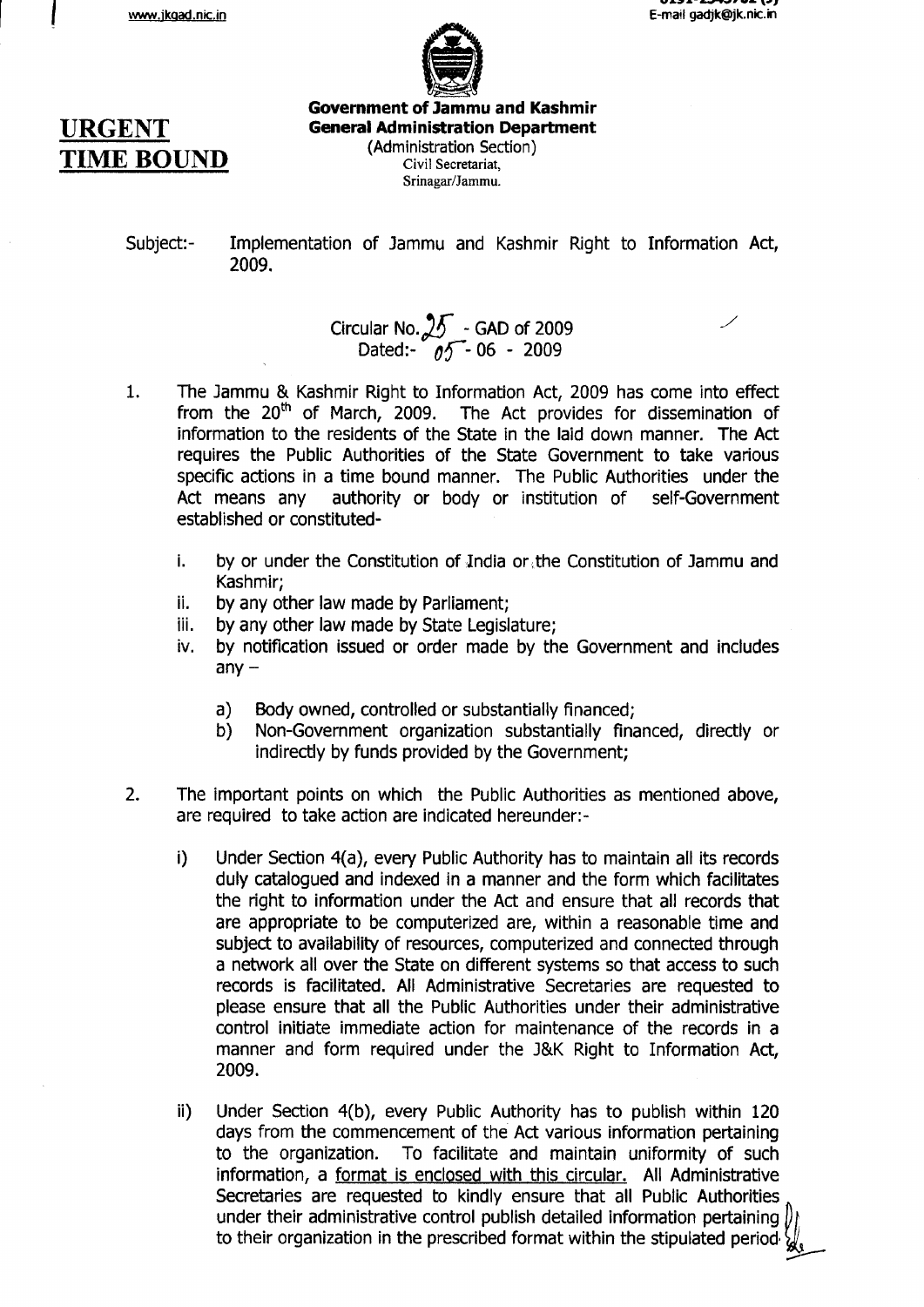www.jkgad.nic.in

E-mail gadjk@jk.nic.in

**URGENT**
**TIME BOUND**

**Government of Jammu and Kashmir**
**General Administration Department**
(Administration Section)
Civil Secretariat,
Srinagar/Jammu.

Subject:- Implementation of Jammu and Kashmir Right to Information Act, 2009.

Circular No. 25 - GAD of 2009
Dated:- 05 - 06 - 2009

1. The Jammu & Kashmir Right to Information Act, 2009 has come into effect from the 20th of March, 2009. The Act provides for dissemination of information to the residents of the State in the laid down manner. The Act requires the Public Authorities of the State Government to take various specific actions in a time bound manner. The Public Authorities under the Act means any authority or body or institution of self-Government established or constituted-

   i. by or under the Constitution of India or the Constitution of Jammu and Kashmir;
   ii. by any other law made by Parliament;
   iii. by any other law made by State Legislature;
   iv. by notification issued or order made by the Government and includes any –
      a) Body owned, controlled or substantially financed;
      b) Non-Government organization substantially financed, directly or indirectly by funds provided by the Government;

2. The important points on which the Public Authorities as mentioned above, are required to take action are indicated hereunder:-

   i) Under Section 4(a), every Public Authority has to maintain all its records duly catalogued and indexed in a manner and the form which facilitates the right to information under the Act and ensure that all records that are appropriate to be computerized are, within a reasonable time and subject to availability of resources, computerized and connected through a network all over the State on different systems so that access to such records is facilitated. All Administrative Secretaries are requested to please ensure that all the Public Authorities under their administrative control initiate immediate action for maintenance of the records in a manner and form required under the J&K Right to Information Act, 2009.

   ii) Under Section 4(b), every Public Authority has to publish within 120 days from the commencement of the Act various information pertaining to the organization. To facilitate and maintain uniformity of such information, a format is enclosed with this circular. All Administrative Secretaries are requested to kindly ensure that all Public Authorities under their administrative control publish detailed information pertaining to their organization in the prescribed format within the stipulated period.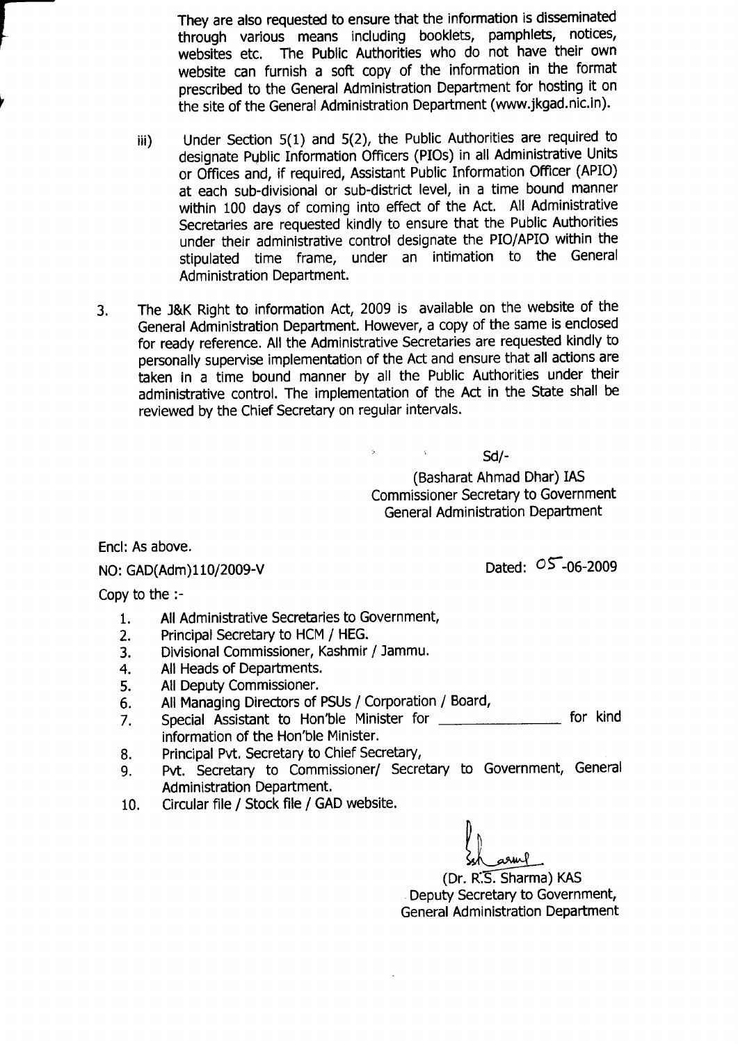They are also requested to ensure that the information is disseminated through various means including booklets, pamphlets, notices, websites etc. The Public Authorities who do not have their own website can furnish a soft copy of the information in the format prescribed to the General Administration Department for hosting it on the site of the General Administration Department (www.jkgad.nic.in).

iii) Under Section 5(1) and 5(2), the Public Authorities are required to designate Public Information Officers (PIOs) in all Administrative Units or Offices and, if required, Assistant Public Information Officer (APIO) at each sub-divisional or sub-district level, in a time bound manner within 100 days of coming into effect of the Act. All Administrative Secretaries are requested kindly to ensure that the Public Authorities under their administrative control designate the PIO/APIO within the stipulated time frame, under an intimation to the General Administration Department.

3. The J&K Right to information Act, 2009 is available on the website of the General Administration Department. However, a copy of the same is enclosed for ready reference. All the Administrative Secretaries are requested kindly to personally supervise implementation of the Act and ensure that all actions are taken in a time bound manner by all the Public Authorities under their administrative control. The implementation of the Act in the State shall be reviewed by the Chief Secretary on regular intervals.

Sd/-

(Basharat Ahmad Dhar) IAS
Commissioner Secretary to Government
General Administration Department

Encl: As above.

NO: GAD(Adm)110/2009-V

Dated: 05-06-2009

Copy to the :-

1. All Administrative Secretaries to Government,
2. Principal Secretary to HCM / HEG.
3. Divisional Commissioner, Kashmir / Jammu.
4. All Heads of Departments.
5. All Deputy Commissioner.
6. All Managing Directors of PSUs / Corporation / Board,
7. Special Assistant to Hon'ble Minister for \_\_\_\_\_\_\_\_\_\_\_\_\_\_\_\_ for kind information of the Hon'ble Minister.
8. Principal Pvt. Secretary to Chief Secretary,
9. Pvt. Secretary to Commissioner/ Secretary to Government, General Administration Department.
10. Circular file / Stock file / GAD website.

(Dr. R.S. Sharma) KAS
Deputy Secretary to Government,
General Administration Department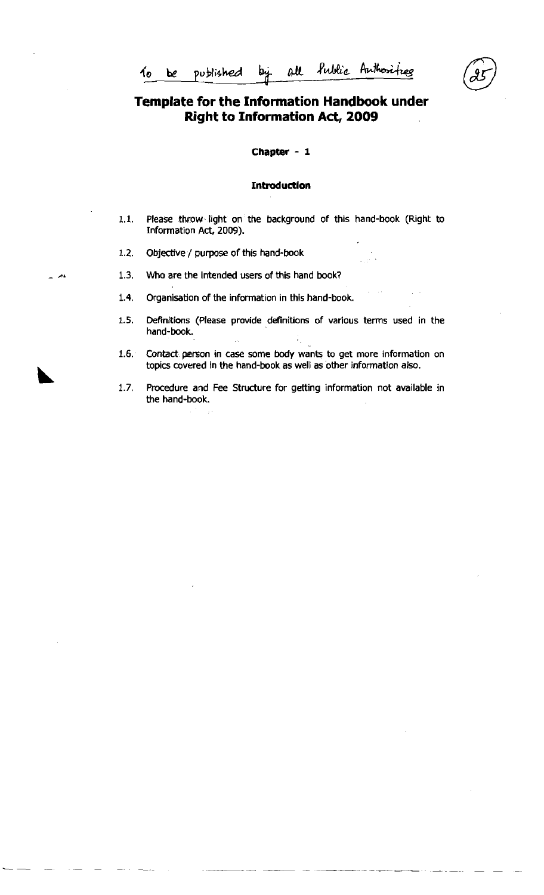To be published by all Public Authorities

# Template for the Information Handbook under Right to Information Act, 2009

## Chapter - 1

### Introduction

1.1. Please throw light on the background of this hand-book (Right to Information Act, 2009).

1.2. Objective / purpose of this hand-book

1.3. Who are the intended users of this hand book?

1.4. Organisation of the information in this hand-book.

1.5. Definitions (Please provide definitions of various terms used in the hand-book.

1.6. Contact person in case some body wants to get more information on topics covered in the hand-book as well as other information also.

1.7. Procedure and Fee Structure for getting information not available in the hand-book.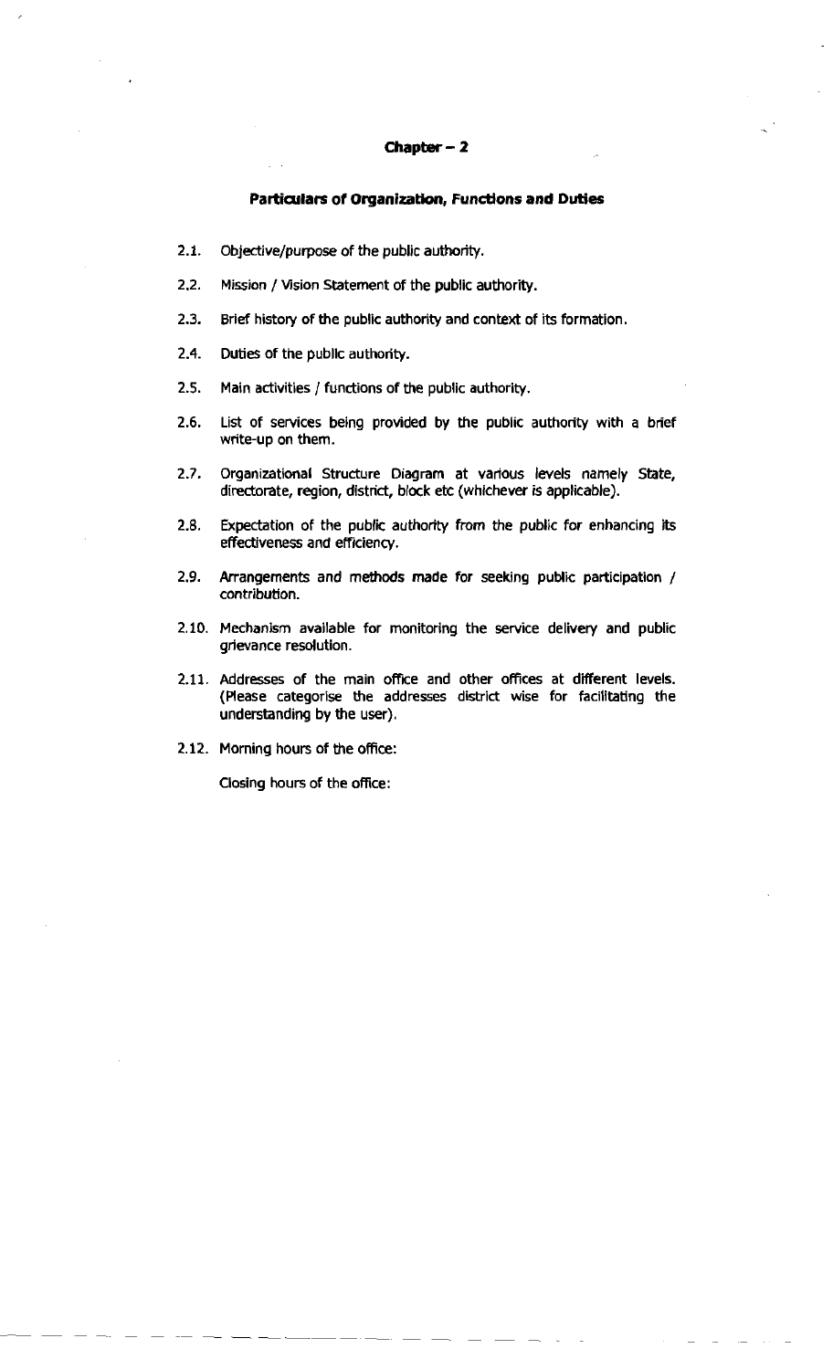# Chapter – 2

## Particulars of Organization, Functions and Duties

2.1. Objective/purpose of the public authority.

2.2. Mission / Vision Statement of the public authority.

2.3. Brief history of the public authority and context of its formation.

2.4. Duties of the public authority.

2.5. Main activities / functions of the public authority.

2.6. List of services being provided by the public authority with a brief write-up on them.

2.7. Organizational Structure Diagram at various levels namely State, directorate, region, district, block etc (whichever is applicable).

2.8. Expectation of the public authority from the public for enhancing its effectiveness and efficiency.

2.9. Arrangements and methods made for seeking public participation / contribution.

2.10. Mechanism available for monitoring the service delivery and public grievance resolution.

2.11. Addresses of the main office and other offices at different levels. (Please categorise the addresses district wise for facilitating the understanding by the user).

2.12. Morning hours of the office:

Closing hours of the office: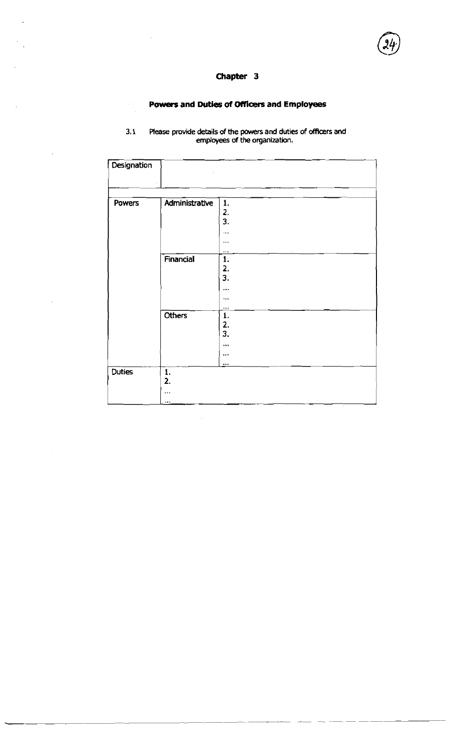# Chapter 3

## Powers and Duties of Officers and Employees

3.1 Please provide details of the powers and duties of officers and employees of the organization.

| Designation | | |
|---|---|---|
| Powers | Administrative | 1.<br>2.<br>3.<br>...<br>...<br>... |
| | Financial | 1.<br>2.<br>3.<br>...<br>...<br>... |
| | Others | 1.<br>2.<br>3.<br>...<br>...<br>... |
| Duties | 1.<br>2.<br>...<br>... | |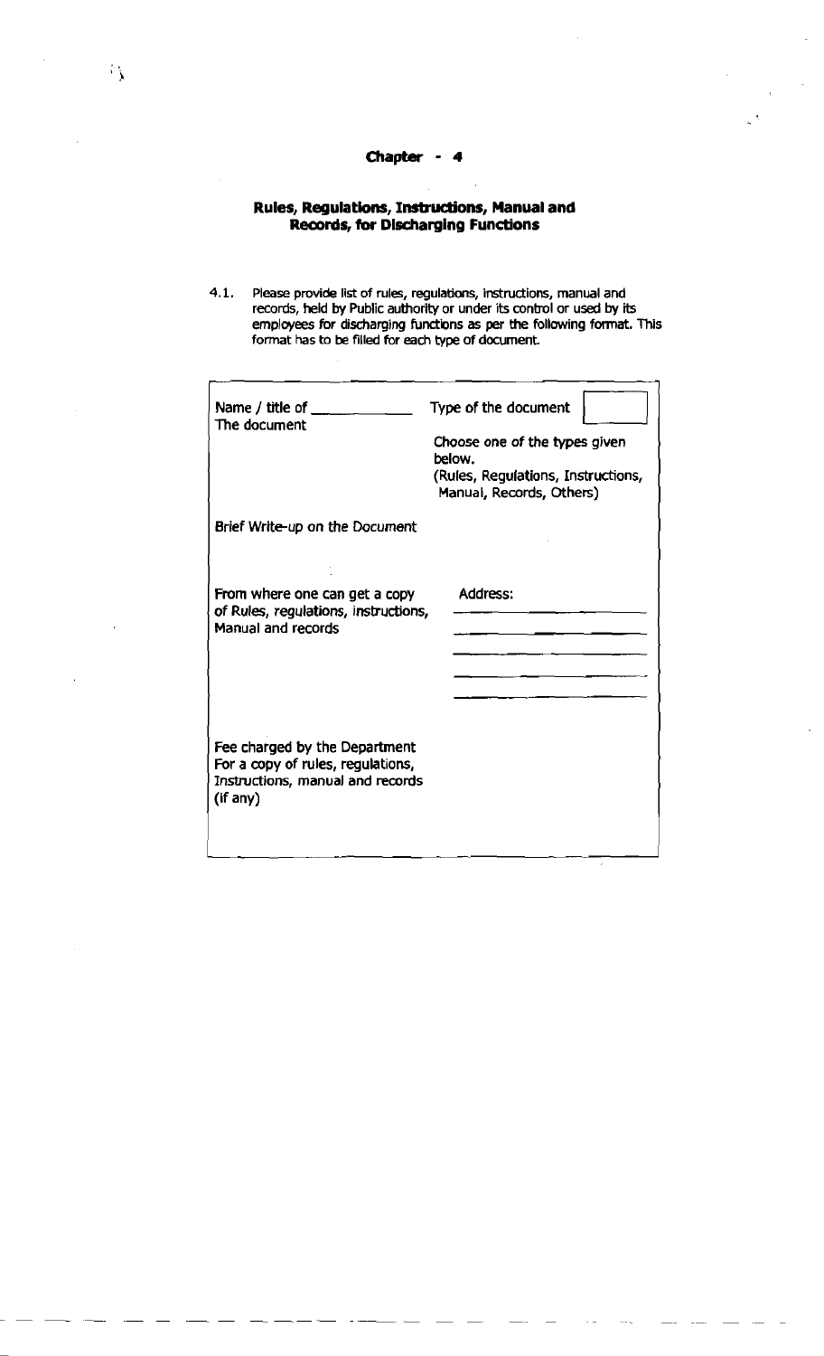# Chapter - 4

## Rules, Regulations, Instructions, Manual and Records, for Discharging Functions

4.1. Please provide list of rules, regulations, instructions, manual and records, held by Public authority or under its control or used by its employees for discharging functions as per the following format. This format has to be filled for each type of document.

| | |
|---|---|
| Name / title of ____________ The document | Type of the document [ ]<br>Choose one of the types given below.<br>(Rules, Regulations, Instructions, Manual, Records, Others) |
| Brief Write-up on the Document | |
| From where one can get a copy of Rules, regulations, instructions, Manual and records | Address: ____________<br>____________<br>____________<br>____________<br>____________ |
| Fee charged by the Department For a copy of rules, regulations, Instructions, manual and records (if any) | |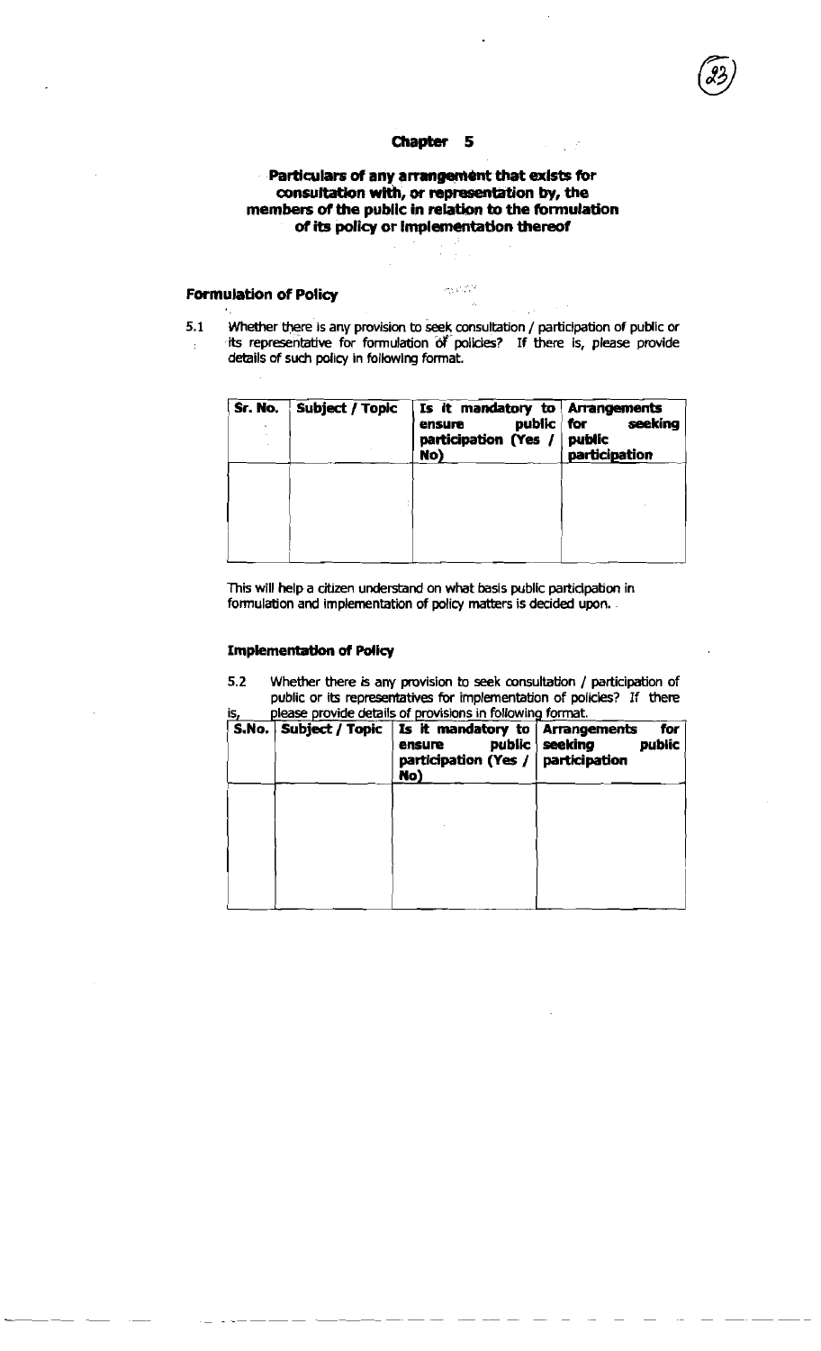# Chapter 5

## Particulars of any arrangement that exists for consultation with, or representation by, the members of the public in relation to the formulation of its policy or implementation thereof

### Formulation of Policy

5.1 Whether there is any provision to seek consultation / participation of public or its representative for formulation of policies? If there is, please provide details of such policy in following format.

| Sr. No. | Subject / Topic | Is it mandatory to ensure public participation (Yes / No) | Arrangements for seeking public participation |
|---|---|---|---|
| | | | |

This will help a citizen understand on what basis public participation in formulation and implementation of policy matters is decided upon.

### Implementation of Policy

5.2 Whether there is any provision to seek consultation / participation of public or its representatives for implementation of policies? If there is, please provide details of provisions in following format.

| S.No. | Subject / Topic | Is it mandatory to ensure public participation (Yes / No) | Arrangements for seeking public participation |
|---|---|---|---|
| | | | |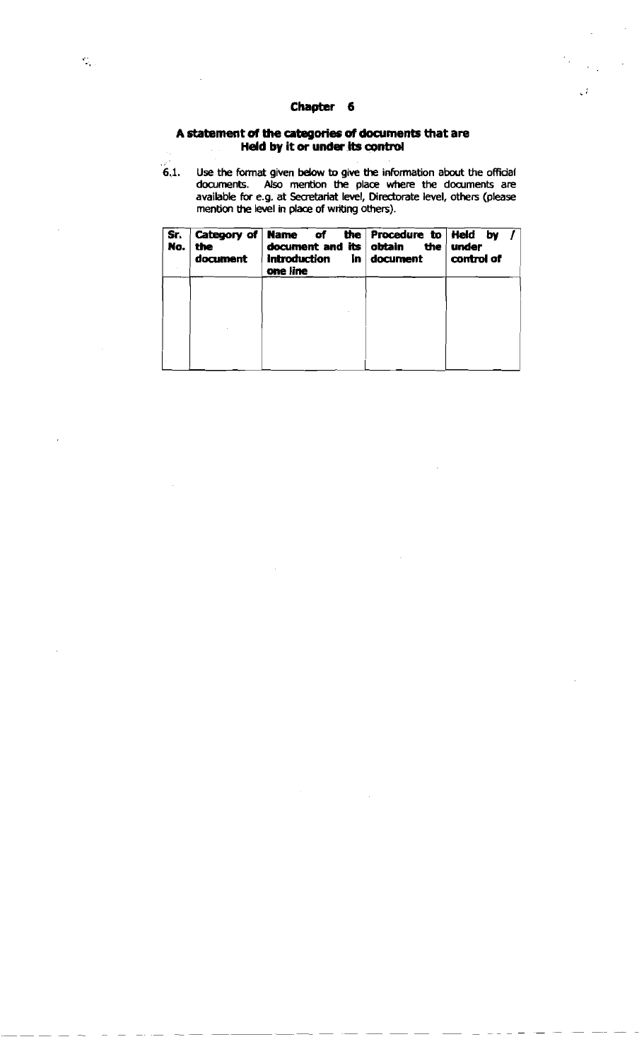# Chapter 6

## A statement of the categories of documents that are Held by it or under its control

6.1. Use the format given below to give the information about the official documents. Also mention the place where the documents are available for e.g. at Secretariat level, Directorate level, others (please mention the level in place of writing others).

| Sr. No. | Category of the document | Name of the document and its introduction in one line | Procedure to obtain the document | Held by / under control of |
|---|---|---|---|---|
| | | | | |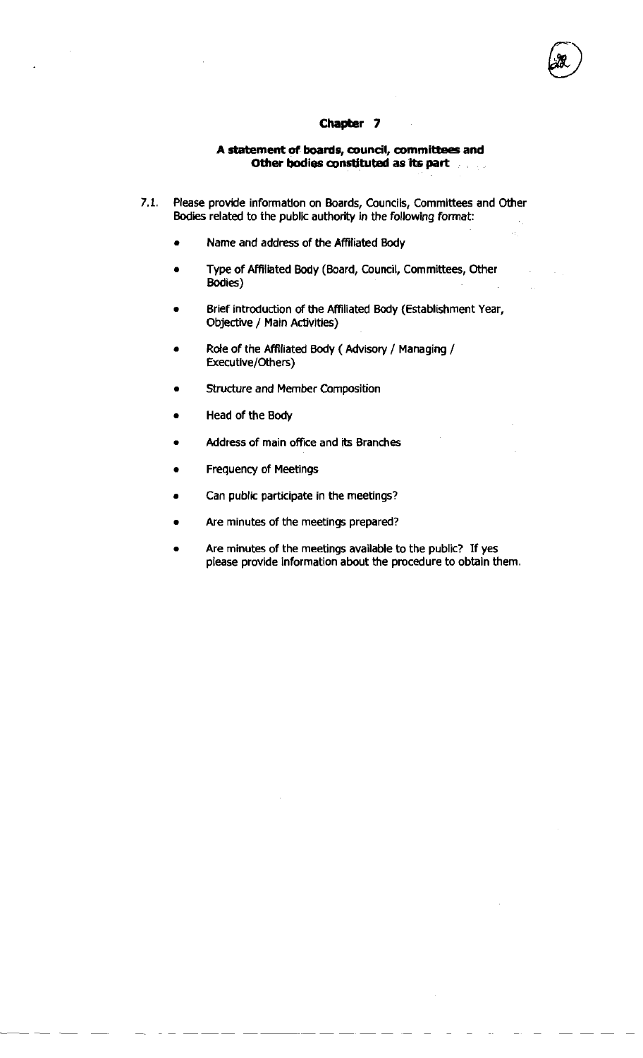## Chapter 7

### A statement of boards, council, committees and Other bodies constituted as its part

7.1. Please provide information on Boards, Councils, Committees and Other Bodies related to the public authority in the following format:

- Name and address of the Affiliated Body
- Type of Affiliated Body (Board, Council, Committees, Other Bodies)
- Brief introduction of the Affiliated Body (Establishment Year, Objective / Main Activities)
- Role of the Affiliated Body ( Advisory / Managing / Executive/Others)
- Structure and Member Composition
- Head of the Body
- Address of main office and its Branches
- Frequency of Meetings
- Can public participate in the meetings?
- Are minutes of the meetings prepared?
- Are minutes of the meetings available to the public? If yes please provide information about the procedure to obtain them.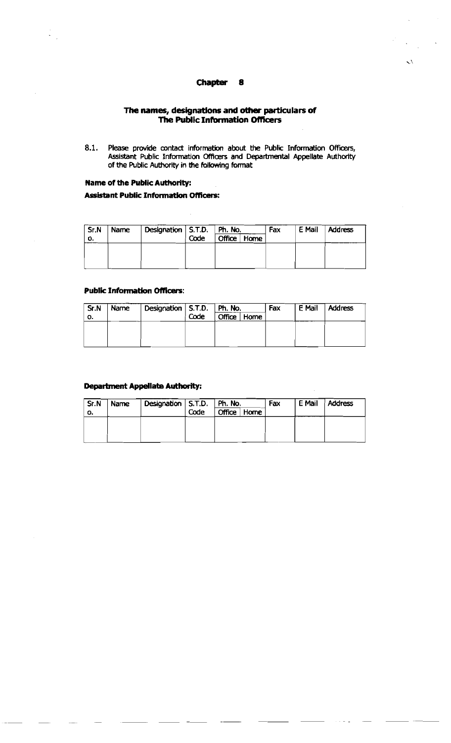# Chapter 8

## The names, designations and other particulars of The Public Information Officers

8.1. Please provide contact information about the Public Information Officers, Assistant Public Information Officers and Departmental Appellate Authority of the Public Authority in the following format

**Name of the Public Authority:**

**Assistant Public Information Officers:**

| Sr.No. | Name | Designation | S.T.D. Code | Ph. No. | | Fax | E Mail | Address |
|---|---|---|---|---|---|---|---|---|
| | | | | Office | Home | | | |
| | | | | | | | | |

**Public Information Officers:**

| Sr.No. | Name | Designation | S.T.D. Code | Ph. No. | | Fax | E Mail | Address |
|---|---|---|---|---|---|---|---|---|
| | | | | Office | Home | | | |
| | | | | | | | | |

**Department Appellate Authority:**

| Sr.No. | Name | Designation | S.T.D. Code | Ph. No. | | Fax | E Mail | Address |
|---|---|---|---|---|---|---|---|---|
| | | | | Office | Home | | | |
| | | | | | | | | |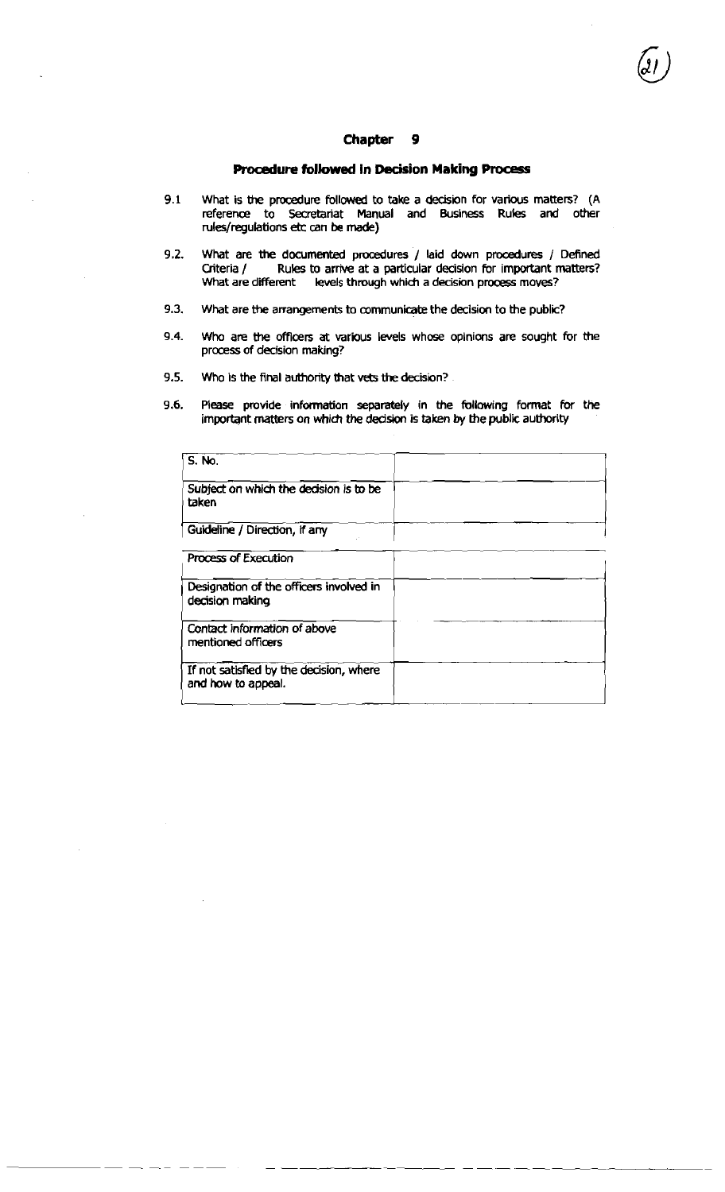# Chapter 9

## Procedure followed in Decision Making Process

9.1 What is the procedure followed to take a decision for various matters? (A reference to Secretariat Manual and Business Rules and other rules/regulations etc can be made)

9.2. What are the documented procedures / laid down procedures / Defined Criteria / Rules to arrive at a particular decision for important matters? What are different levels through which a decision process moves?

9.3. What are the arrangements to communicate the decision to the public?

9.4. Who are the officers at various levels whose opinions are sought for the process of decision making?

9.5. Who is the final authority that vets the decision?

9.6. Please provide information separately in the following format for the important matters on which the decision is taken by the public authority

| S. No. | |
|---|---|
| Subject on which the decision is to be taken | |
| Guideline / Direction, if any | |
| Process of Execution | |
| Designation of the officers involved in decision making | |
| Contact information of above mentioned officers | |
| If not satisfied by the decision, where and how to appeal. | |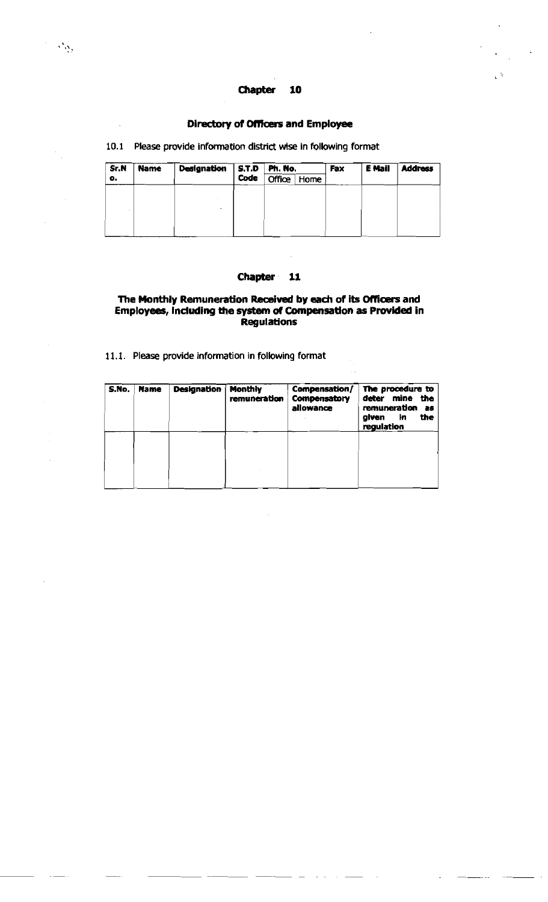# Chapter 10

## Directory of Officers and Employee

10.1 Please provide information district wise in following format

| Sr.No. | Name | Designation | S.T.D Code | Ph. No. | | Fax | E Mail | Address |
|---|---|---|---|---|---|---|---|---|
| | | | | Office | Home | | | |
| | | | | | | | | |

# Chapter 11

## The Monthly Remuneration Received by each of its Officers and Employees, including the system of Compensation as Provided in Regulations

11.1. Please provide information in following format

| S.No. | Name | Designation | Monthly remuneration | Compensation/ Compensatory allowance | The procedure to deter mine the remuneration as given in the regulation |
|---|---|---|---|---|---|
| | | | | | |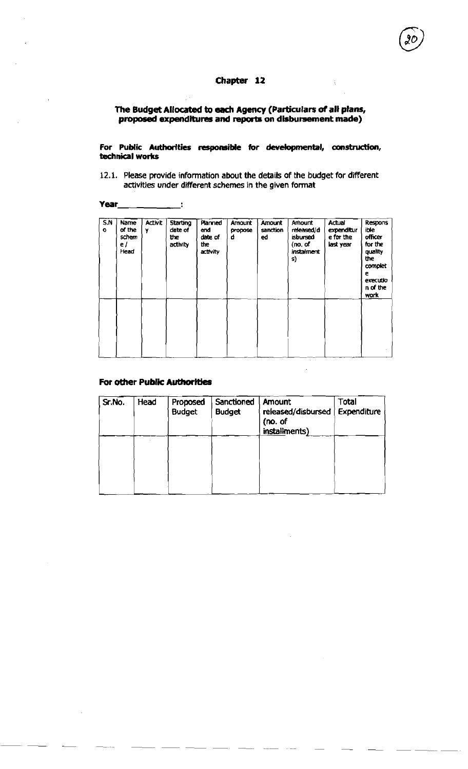# Chapter 12

## The Budget Allocated to each Agency (Particulars of all plans, proposed expenditures and reports on disbursement made)

**For Public Authorities responsible for developmental, construction, technical works**

12.1. Please provide information about the details of the budget for different activities under different schemes in the given format

**Year\_\_\_\_\_\_\_\_\_\_\_\_:**

| S.No | Name of the scheme / Head | Activity | Starting date of the activity | Planned end date of the activity | Amount proposed | Amount sanctioned | Amount released/disbursed (no. of instalments) | Actual expenditure for the last year | Responsible officer for the quality the complete execution of the work |
|---|---|---|---|---|---|---|---|---|---|
| | | | | | | | | | |

### For other Public Authorities

| Sr.No. | Head | Proposed Budget | Sanctioned Budget | Amount released/disbursed (no. of installments) | Total Expenditure |
|---|---|---|---|---|---|
| | | | | | |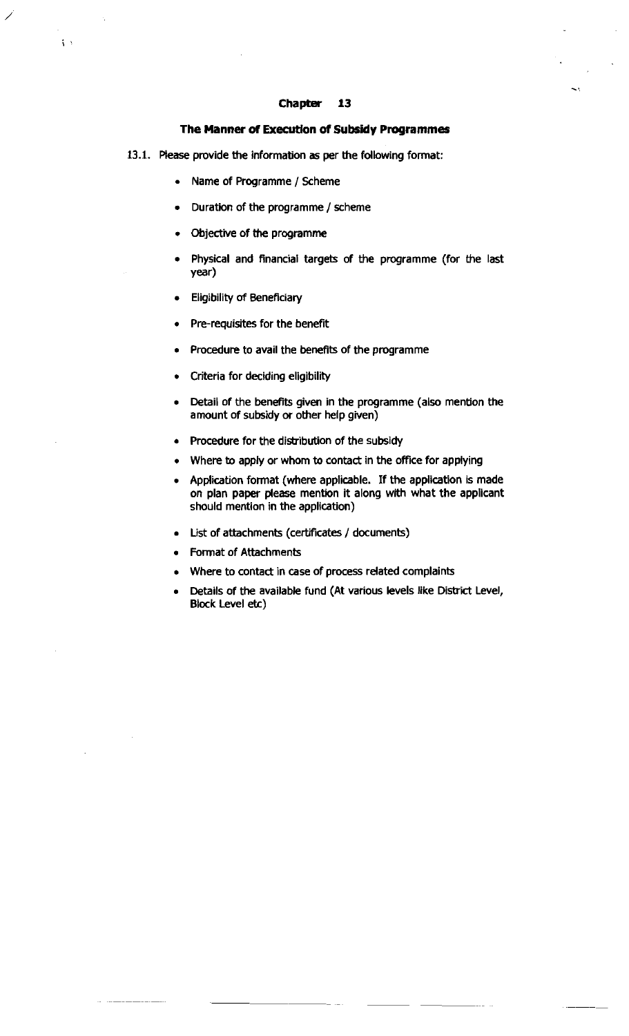# Chapter 13

## The Manner of Execution of Subsidy Programmes

13.1. Please provide the information as per the following format:

- Name of Programme / Scheme
- Duration of the programme / scheme
- Objective of the programme
- Physical and financial targets of the programme (for the last year)
- Eligibility of Beneficiary
- Pre-requisites for the benefit
- Procedure to avail the benefits of the programme
- Criteria for deciding eligibility
- Detail of the benefits given in the programme (also mention the amount of subsidy or other help given)
- Procedure for the distribution of the subsidy
- Where to apply or whom to contact in the office for applying
- Application format (where applicable. If the application is made on plan paper please mention it along with what the applicant should mention in the application)
- List of attachments (certificates / documents)
- Format of Attachments
- Where to contact in case of process related complaints
- Details of the available fund (At various levels like District Level, Block Level etc)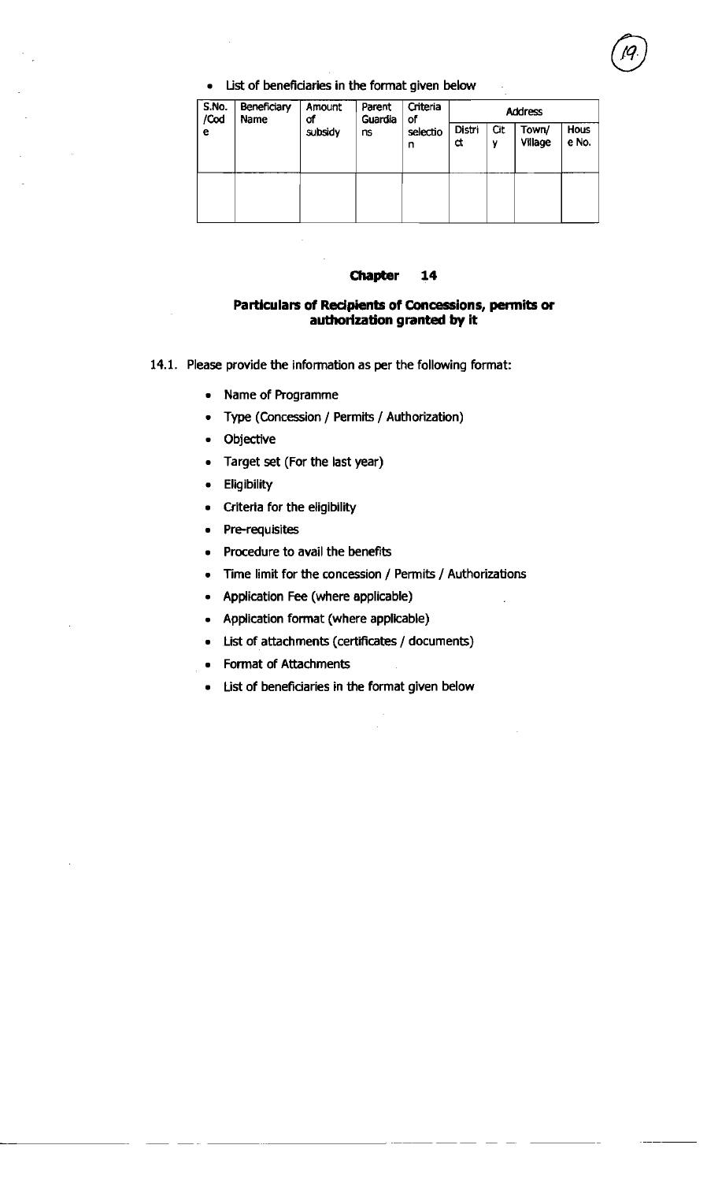- List of beneficiaries in the format given below

| S.No. /Code | Beneficiary Name | Amount of subsidy | Parent Guardians | Criteria of selection | Address | | | |
|---|---|---|---|---|---|---|---|---|
| | | | | | District | City | Town/ Village | House No. |
| | | | | | | | | |

## Chapter 14

### Particulars of Recipients of Concessions, permits or authorization granted by it

14.1. Please provide the information as per the following format:

- Name of Programme
- Type (Concession / Permits / Authorization)
- Objective
- Target set (For the last year)
- Eligibility
- Criteria for the eligibility
- Pre-requisites
- Procedure to avail the benefits
- Time limit for the concession / Permits / Authorizations
- Application Fee (where applicable)
- Application format (where applicable)
- List of attachments (certificates / documents)
- Format of Attachments
- List of beneficiaries in the format given below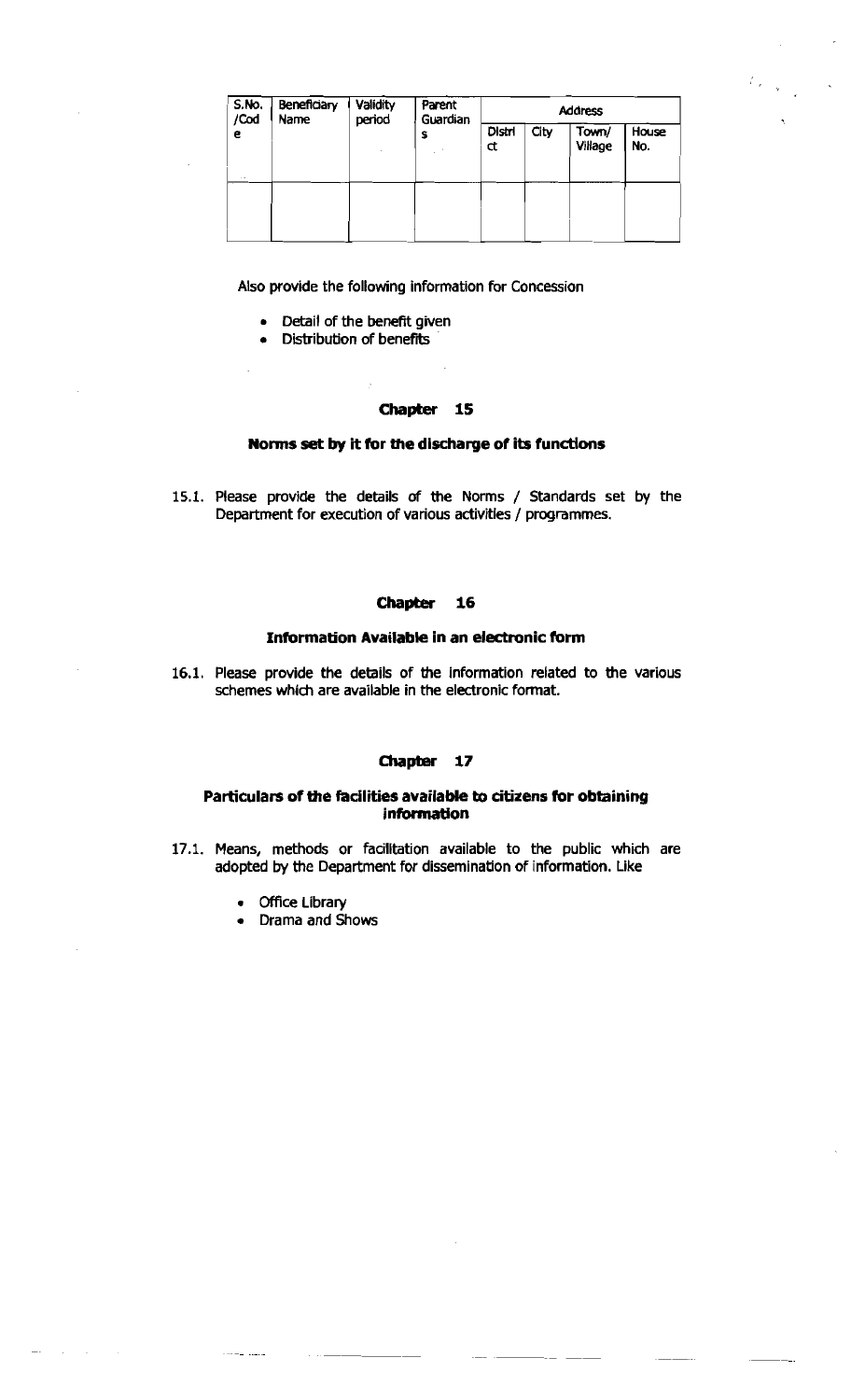| S.No. /Code | Beneficiary Name | Validity period | Parent Guardians | Address | | | |
|---|---|---|---|---|---|---|---|
| | | | | District | City | Town/ Village | House No. |
| | | | | | | | |

Also provide the following information for Concession

- Detail of the benefit given
- Distribution of benefits

## Chapter 15

### Norms set by it for the discharge of its functions

15.1. Please provide the details of the Norms / Standards set by the Department for execution of various activities / programmes.

## Chapter 16

### Information Available in an electronic form

16.1. Please provide the details of the information related to the various schemes which are available in the electronic format.

## Chapter 17

### Particulars of the facilities available to citizens for obtaining information

17.1. Means, methods or facilitation available to the public which are adopted by the Department for dissemination of information. Like

- Office Library
- Drama and Shows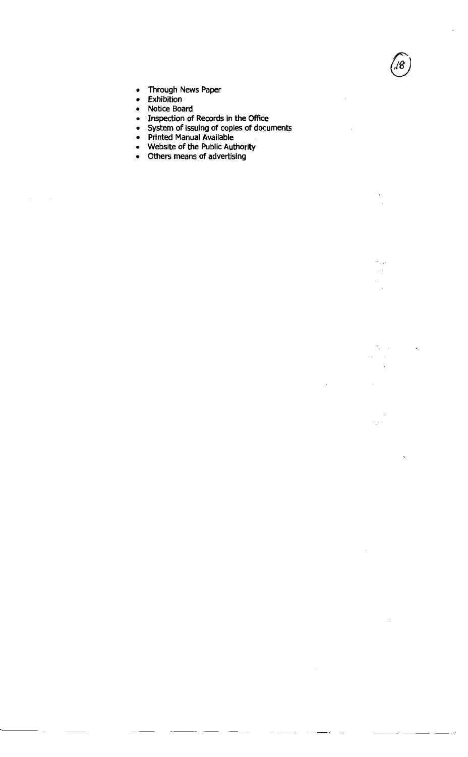- Through News Paper
- Exhibition
- Notice Board
- Inspection of Records in the Office
- System of issuing of copies of documents
- Printed Manual Available
- Website of the Public Authority
- Others means of advertising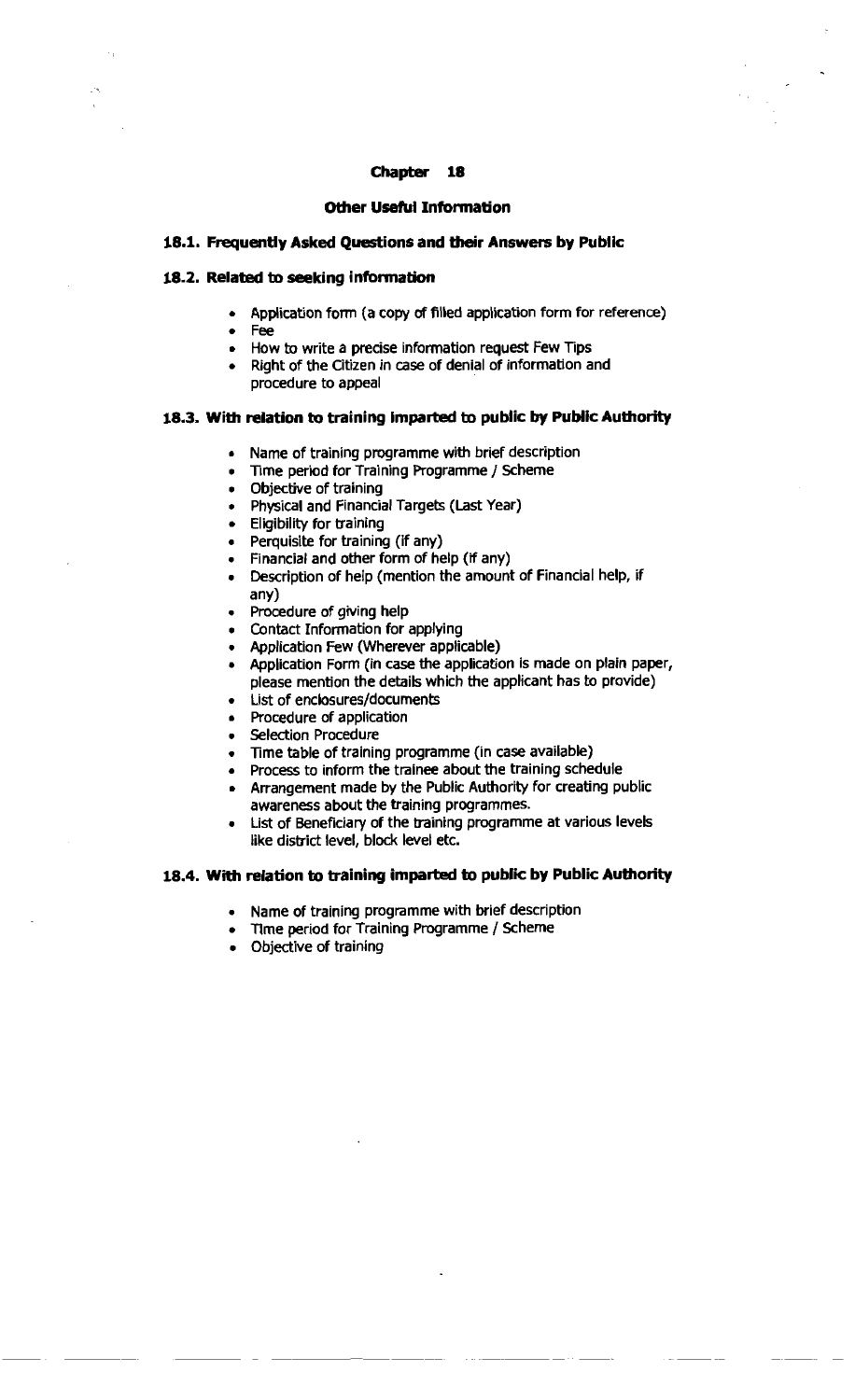# Chapter 18

## Other Useful Information

### 18.1. Frequently Asked Questions and their Answers by Public

### 18.2. Related to seeking information

- Application form (a copy of filled application form for reference)
- Fee
- How to write a precise information request Few Tips
- Right of the Citizen in case of denial of information and procedure to appeal

### 18.3. With relation to training imparted to public by Public Authority

- Name of training programme with brief description
- Time period for Training Programme / Scheme
- Objective of training
- Physical and Financial Targets (Last Year)
- Eligibility for training
- Perquisite for training (if any)
- Financial and other form of help (if any)
- Description of help (mention the amount of Financial help, if any)
- Procedure of giving help
- Contact Information for applying
- Application Few (Wherever applicable)
- Application Form (in case the application is made on plain paper, please mention the details which the applicant has to provide)
- List of enclosures/documents
- Procedure of application
- Selection Procedure
- Time table of training programme (in case available)
- Process to inform the trainee about the training schedule
- Arrangement made by the Public Authority for creating public awareness about the training programmes.
- List of Beneficiary of the training programme at various levels like district level, block level etc.

### 18.4. With relation to training imparted to public by Public Authority

- Name of training programme with brief description
- Time period for Training Programme / Scheme
- Objective of training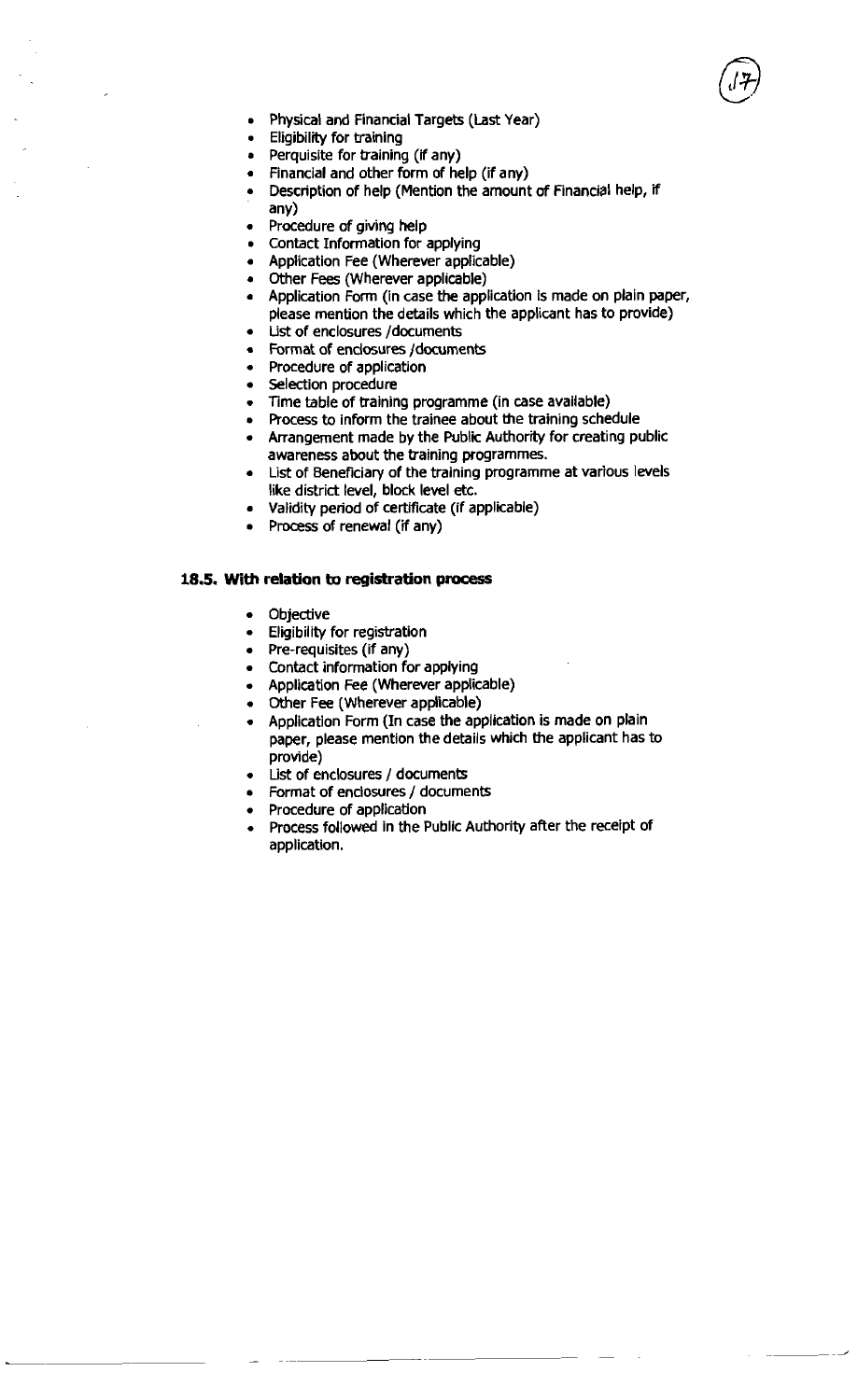- Physical and Financial Targets (Last Year)
- Eligibility for training
- Perquisite for training (if any)
- Financial and other form of help (if any)
- Description of help (Mention the amount of Financial help, if any)
- Procedure of giving help
- Contact Information for applying
- Application Fee (Wherever applicable)
- Other Fees (Wherever applicable)
- Application Form (in case the application is made on plain paper, please mention the details which the applicant has to provide)
- List of enclosures /documents
- Format of enclosures /documents
- Procedure of application
- Selection procedure
- Time table of training programme (in case available)
- Process to inform the trainee about the training schedule
- Arrangement made by the Public Authority for creating public awareness about the training programmes.
- List of Beneficiary of the training programme at various levels like district level, block level etc.
- Validity period of certificate (if applicable)
- Process of renewal (if any)

### 18.5. With relation to registration process

- Objective
- Eligibility for registration
- Pre-requisites (if any)
- Contact information for applying
- Application Fee (Wherever applicable)
- Other Fee (Wherever applicable)
- Application Form (In case the application is made on plain paper, please mention the details which the applicant has to provide)
- List of enclosures / documents
- Format of enclosures / documents
- Procedure of application
- Process followed in the Public Authority after the receipt of application.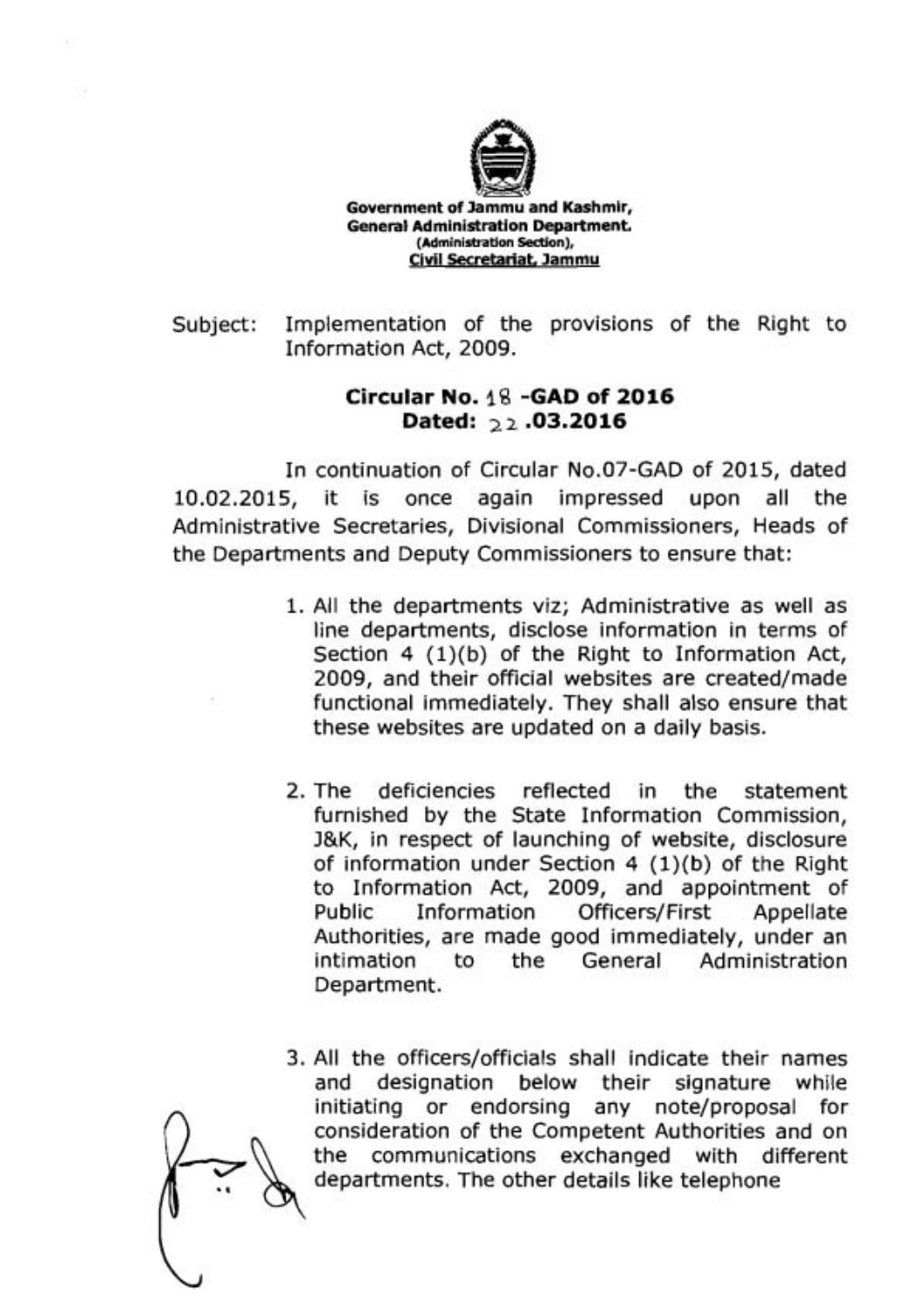**Government of Jammu and Kashmir,**
**General Administration Department.**
**(Administration Section),**
**Civil Secretariat, Jammu**

Subject: Implementation of the provisions of the Right to Information Act, 2009.

**Circular No. 18 -GAD of 2016**
**Dated: 22 .03.2016**

In continuation of Circular No.07-GAD of 2015, dated 10.02.2015, it is once again impressed upon all the Administrative Secretaries, Divisional Commissioners, Heads of the Departments and Deputy Commissioners to ensure that:

1. All the departments viz; Administrative as well as line departments, disclose information in terms of Section 4 (1)(b) of the Right to Information Act, 2009, and their official websites are created/made functional immediately. They shall also ensure that these websites are updated on a daily basis.

2. The deficiencies reflected in the statement furnished by the State Information Commission, J&K, in respect of launching of website, disclosure of information under Section 4 (1)(b) of the Right to Information Act, 2009, and appointment of Public Information Officers/First Appellate Authorities, are made good immediately, under an intimation to the General Administration Department.

3. All the officers/officials shall indicate their names and designation below their signature while initiating or endorsing any note/proposal for consideration of the Competent Authorities and on the communications exchanged with different departments. The other details like telephone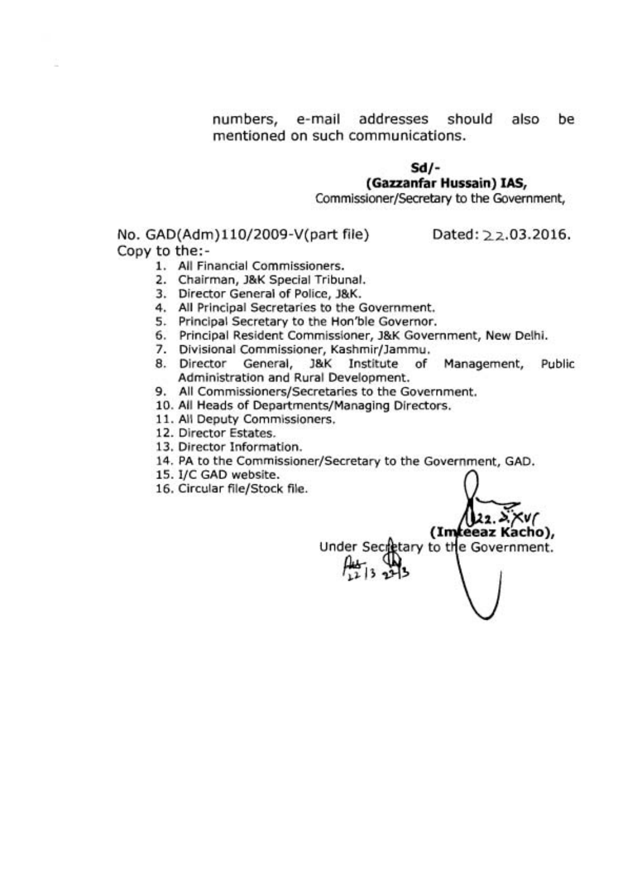numbers, e-mail addresses should also be mentioned on such communications.

**Sd/-**
**(Gazzanfar Hussain) IAS,**
Commissioner/Secretary to the Government,

No. GAD(Adm)110/2009-V(part file) Dated: 22.03.2016.

Copy to the:-

1. All Financial Commissioners.
2. Chairman, J&K Special Tribunal.
3. Director General of Police, J&K.
4. All Principal Secretaries to the Government.
5. Principal Secretary to the Hon'ble Governor.
6. Principal Resident Commissioner, J&K Government, New Delhi.
7. Divisional Commissioner, Kashmir/Jammu.
8. Director General, J&K Institute of Management, Public Administration and Rural Development.
9. All Commissioners/Secretaries to the Government.
10. All Heads of Departments/Managing Directors.
11. All Deputy Commissioners.
12. Director Estates.
13. Director Information.
14. PA to the Commissioner/Secretary to the Government, GAD.
15. I/C GAD website.
16. Circular file/Stock file.

22.3.XVI

**(Imteeaz Kacho),**
Under Secretary to the Government.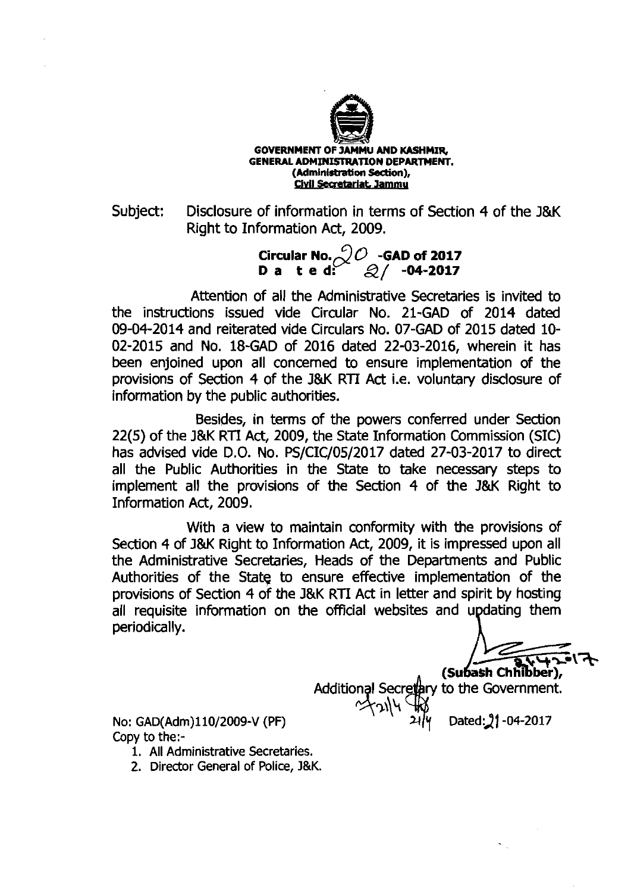**GOVERNMENT OF JAMMU AND KASHMIR,**
**GENERAL ADMINISTRATION DEPARTMENT.**
**(Administration Section),**
**Civil Secretariat, Jammu**

Subject: Disclosure of information in terms of Section 4 of the J&K Right to Information Act, 2009.

**Circular No. 20 -GAD of 2017**
**D a t e d: 21 -04-2017**

Attention of all the Administrative Secretaries is invited to the instructions issued vide Circular No. 21-GAD of 2014 dated 09-04-2014 and reiterated vide Circulars No. 07-GAD of 2015 dated 10-02-2015 and No. 18-GAD of 2016 dated 22-03-2016, wherein it has been enjoined upon all concerned to ensure implementation of the provisions of Section 4 of the J&K RTI Act i.e. voluntary disclosure of information by the public authorities.

Besides, in terms of the powers conferred under Section 22(5) of the J&K RTI Act, 2009, the State Information Commission (SIC) has advised vide D.O. No. PS/CIC/05/2017 dated 27-03-2017 to direct all the Public Authorities in the State to take necessary steps to implement all the provisions of the Section 4 of the J&K Right to Information Act, 2009.

With a view to maintain conformity with the provisions of Section 4 of J&K Right to Information Act, 2009, it is impressed upon all the Administrative Secretaries, Heads of the Departments and Public Authorities of the State to ensure effective implementation of the provisions of Section 4 of the J&K RTI Act in letter and spirit by hosting all requisite information on the official websites and updating them periodically.

21-4-2017

**(Subash Chhibber),**
Additional Secretary to the Government.

No: GAD(Adm)110/2009-V (PF) Dated: 21-04-2017

Copy to the:-

1. All Administrative Secretaries.
2. Director General of Police, J&K.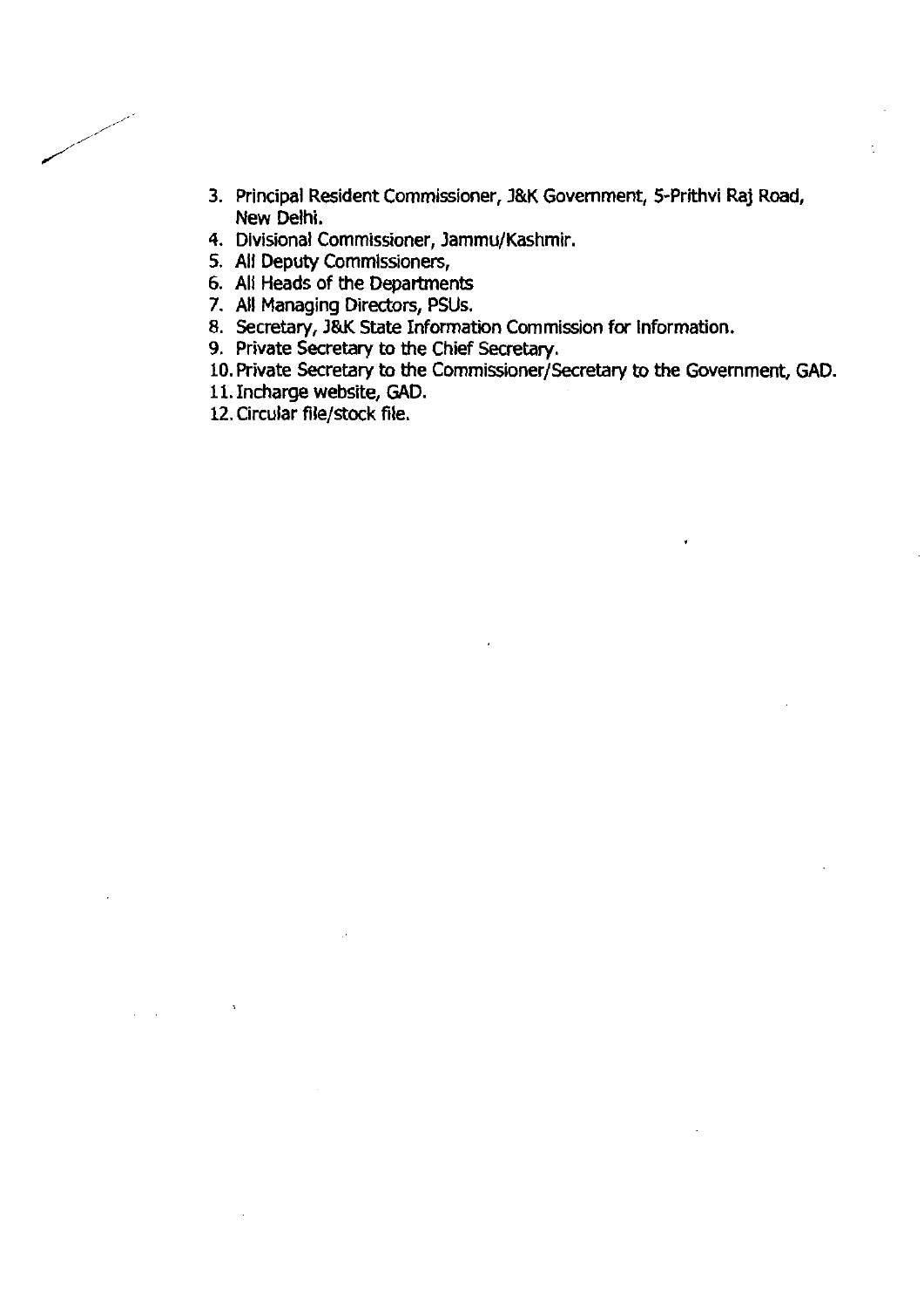3. Principal Resident Commissioner, J&K Government, 5-Prithvi Raj Road, New Delhi.
4. Divisional Commissioner, Jammu/Kashmir.
5. All Deputy Commissioners,
6. All Heads of the Departments
7. All Managing Directors, PSUs.
8. Secretary, J&K State Information Commission for Information.
9. Private Secretary to the Chief Secretary.
10. Private Secretary to the Commissioner/Secretary to the Government, GAD.
11. Incharge website, GAD.
12. Circular file/stock file.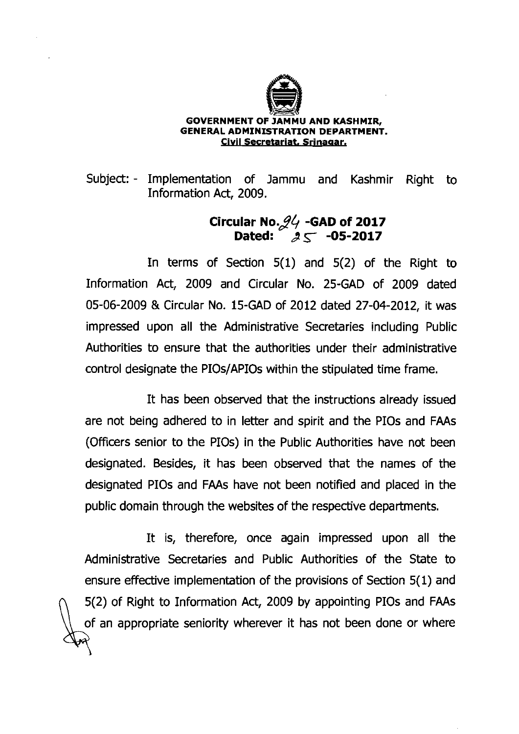**GOVERNMENT OF JAMMU AND KASHMIR,**
**GENERAL ADMINISTRATION DEPARTMENT.**
**Civil Secretariat, Srinagar.**

Subject: - Implementation of Jammu and Kashmir Right to Information Act, 2009.

**Circular No. 24 -GAD of 2017**
**Dated: 25 -05-2017**

In terms of Section 5(1) and 5(2) of the Right to Information Act, 2009 and Circular No. 25-GAD of 2009 dated 05-06-2009 & Circular No. 15-GAD of 2012 dated 27-04-2012, it was impressed upon all the Administrative Secretaries including Public Authorities to ensure that the authorities under their administrative control designate the PIOs/APIOs within the stipulated time frame.

It has been observed that the instructions already issued are not being adhered to in letter and spirit and the PIOs and FAAs (Officers senior to the PIOs) in the Public Authorities have not been designated. Besides, it has been observed that the names of the designated PIOs and FAAs have not been notified and placed in the public domain through the websites of the respective departments.

It is, therefore, once again impressed upon all the Administrative Secretaries and Public Authorities of the State to ensure effective implementation of the provisions of Section 5(1) and 5(2) of Right to Information Act, 2009 by appointing PIOs and FAAs of an appropriate seniority wherever it has not been done or where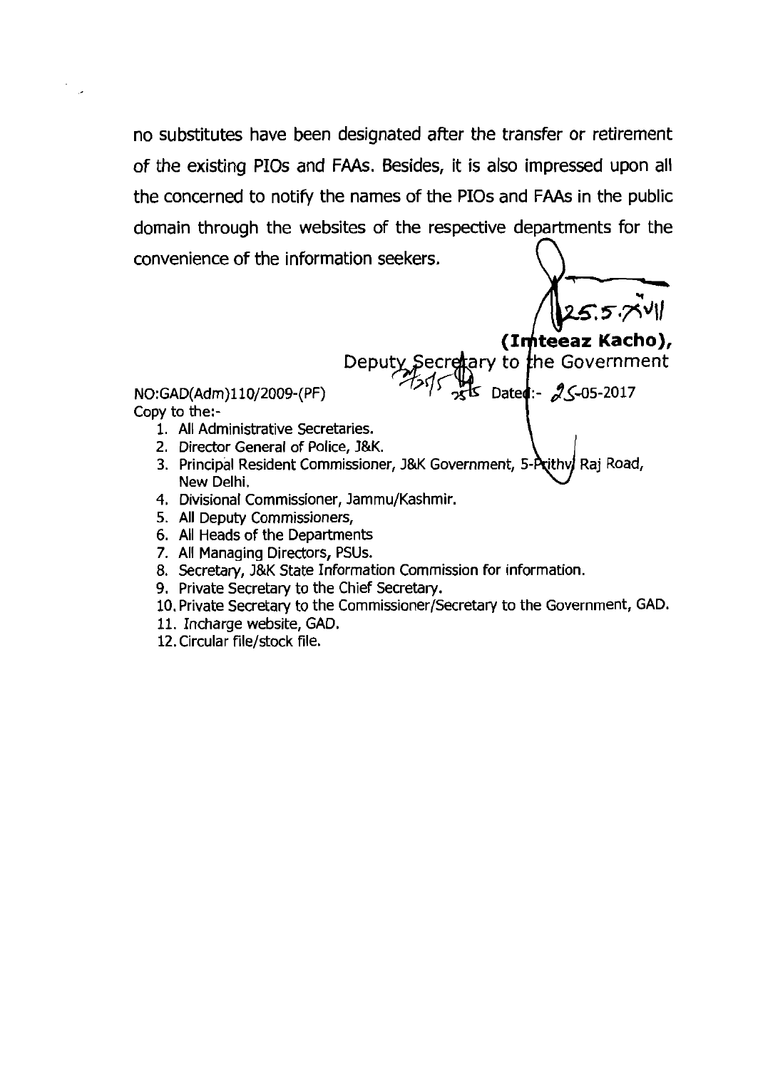no substitutes have been designated after the transfer or retirement of the existing PIOs and FAAs. Besides, it is also impressed upon all the concerned to notify the names of the PIOs and FAAs in the public domain through the websites of the respective departments for the convenience of the information seekers.

25.5.2017

**(Imteeaz Kacho),**
Deputy Secretary to the Government

NO:GAD(Adm)110/2009-(PF) Dated:- 25-05-2017

Copy to the:-

1. All Administrative Secretaries.
2. Director General of Police, J&K.
3. Principal Resident Commissioner, J&K Government, 5-Prithvi Raj Road, New Delhi.
4. Divisional Commissioner, Jammu/Kashmir.
5. All Deputy Commissioners,
6. All Heads of the Departments
7. All Managing Directors, PSUs.
8. Secretary, J&K State Information Commission for information.
9. Private Secretary to the Chief Secretary.
10. Private Secretary to the Commissioner/Secretary to the Government, GAD.
11. Incharge website, GAD.
12. Circular file/stock file.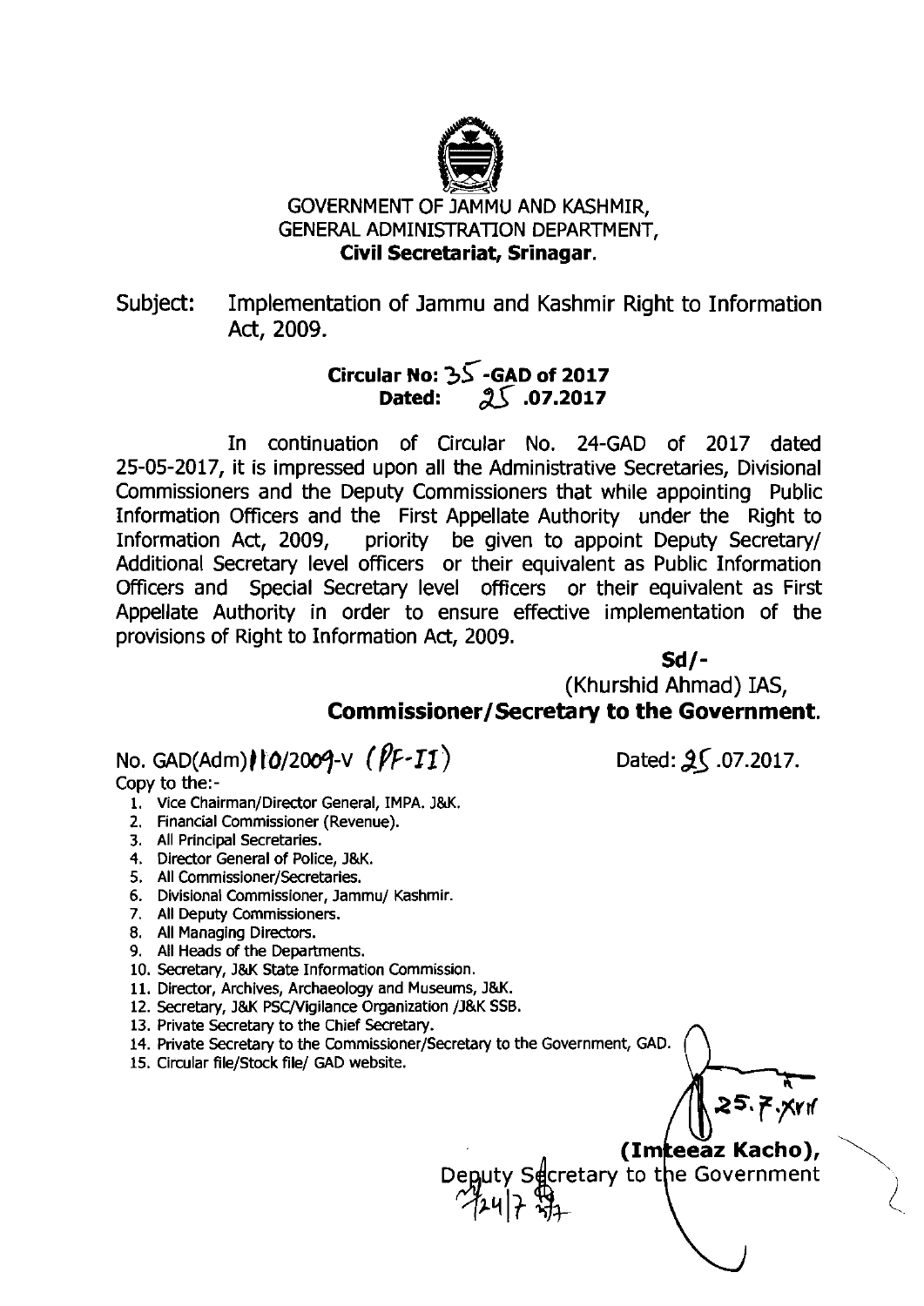GOVERNMENT OF JAMMU AND KASHMIR,
GENERAL ADMINISTRATION DEPARTMENT,
**Civil Secretariat, Srinagar.**

Subject: Implementation of Jammu and Kashmir Right to Information Act, 2009.

**Circular No: 35 -GAD of 2017**
**Dated: 25 .07.2017**

In continuation of Circular No. 24-GAD of 2017 dated 25-05-2017, it is impressed upon all the Administrative Secretaries, Divisional Commissioners and the Deputy Commissioners that while appointing Public Information Officers and the First Appellate Authority under the Right to Information Act, 2009, priority be given to appoint Deputy Secretary/ Additional Secretary level officers or their equivalent as Public Information Officers and Special Secretary level officers or their equivalent as First Appellate Authority in order to ensure effective implementation of the provisions of Right to Information Act, 2009.

**Sd/-**
(Khurshid Ahmad) IAS,
**Commissioner/Secretary to the Government.**

No. GAD(Adm)110/2009-V (PF-II) Dated: 25.07.2017.

Copy to the:-

1. Vice Chairman/Director General, IMPA. J&K.
2. Financial Commissioner (Revenue).
3. All Principal Secretaries.
4. Director General of Police, J&K.
5. All Commissioner/Secretaries.
6. Divisional Commissioner, Jammu/ Kashmir.
7. All Deputy Commissioners.
8. All Managing Directors.
9. All Heads of the Departments.
10. Secretary, J&K State Information Commission.
11. Director, Archives, Archaeology and Museums, J&K.
12. Secretary, J&K PSC/Vigilance Organization /J&K SSB.
13. Private Secretary to the Chief Secretary.
14. Private Secretary to the Commissioner/Secretary to the Government, GAD.
15. Circular file/Stock file/ GAD website.

25.7.2017

**(Imteeaz Kacho),**
Deputy Secretary to the Government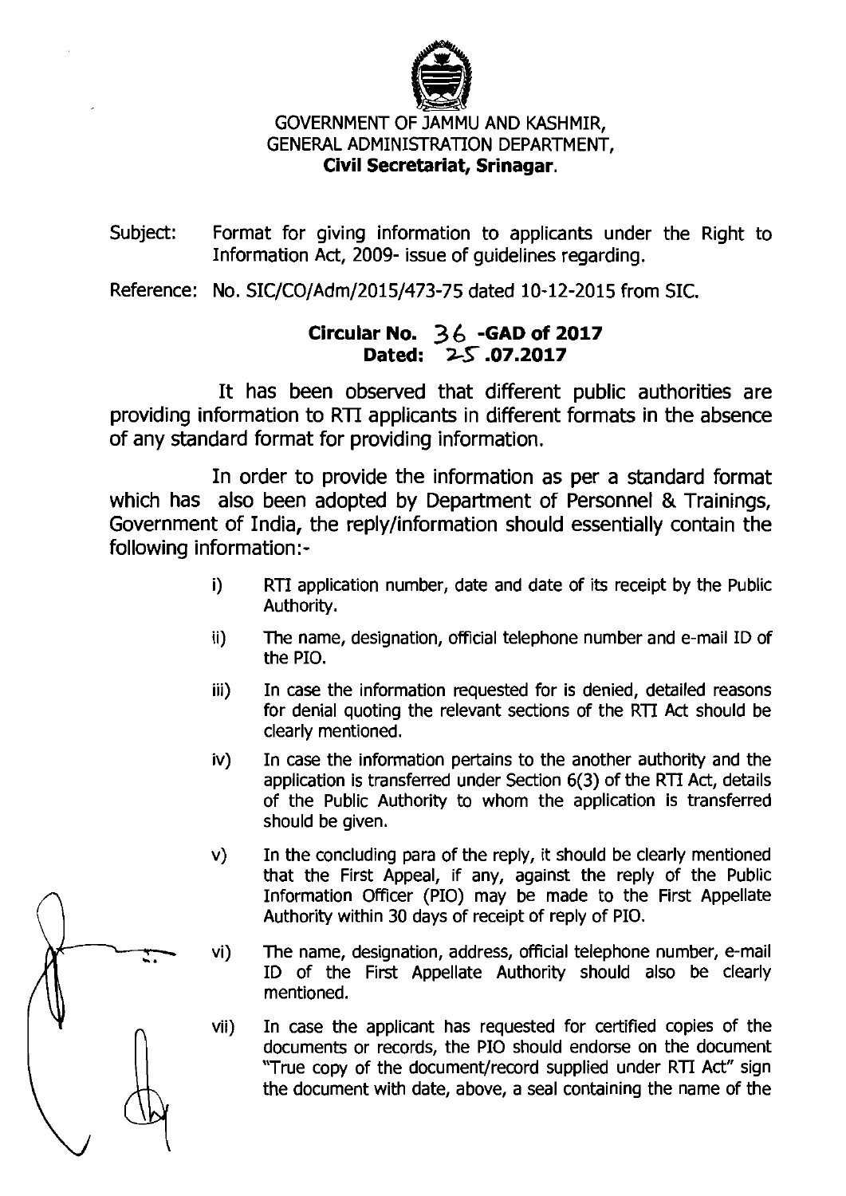GOVERNMENT OF JAMMU AND KASHMIR,
GENERAL ADMINISTRATION DEPARTMENT,
**Civil Secretariat, Srinagar.**

Subject: Format for giving information to applicants under the Right to Information Act, 2009- issue of guidelines regarding.

Reference: No. SIC/CO/Adm/2015/473-75 dated 10-12-2015 from SIC.

**Circular No. 36 -GAD of 2017**
**Dated: 25 .07.2017**

It has been observed that different public authorities are providing information to RTI applicants in different formats in the absence of any standard format for providing information.

In order to provide the information as per a standard format which has also been adopted by Department of Personnel & Trainings, Government of India, the reply/information should essentially contain the following information:-

i) RTI application number, date and date of its receipt by the Public Authority.

ii) The name, designation, official telephone number and e-mail ID of the PIO.

iii) In case the information requested for is denied, detailed reasons for denial quoting the relevant sections of the RTI Act should be clearly mentioned.

iv) In case the information pertains to the another authority and the application is transferred under Section 6(3) of the RTI Act, details of the Public Authority to whom the application is transferred should be given.

v) In the concluding para of the reply, it should be clearly mentioned that the First Appeal, if any, against the reply of the Public Information Officer (PIO) may be made to the First Appellate Authority within 30 days of receipt of reply of PIO.

vi) The name, designation, address, official telephone number, e-mail ID of the First Appellate Authority should also be clearly mentioned.

vii) In case the applicant has requested for certified copies of the documents or records, the PIO should endorse on the document "True copy of the document/record supplied under RTI Act" sign the document with date, above, a seal containing the name of the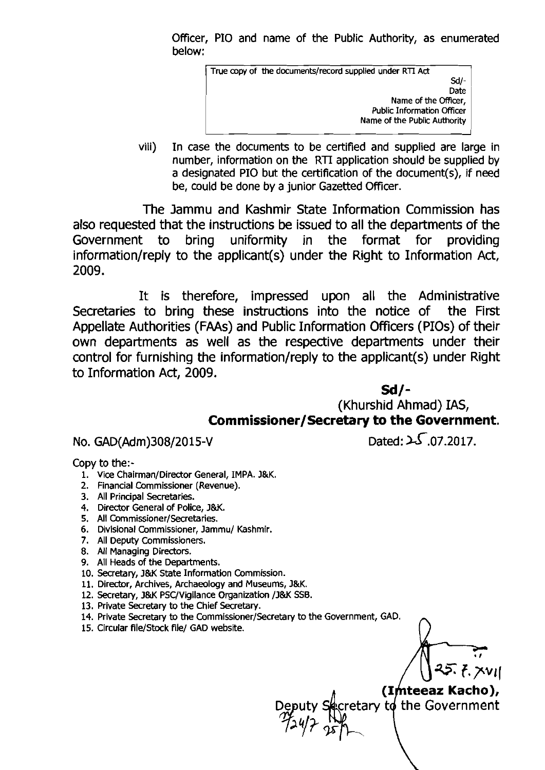Officer, PIO and name of the Public Authority, as enumerated below:

| True copy of the documents/record supplied under RTI Act |
|---|
| Sd/- |
| Date |
| Name of the Officer, |
| Public Information Officer |
| Name of the Public Authority |

viii) In case the documents to be certified and supplied are large in number, information on the RTI application should be supplied by a designated PIO but the certification of the document(s), if need be, could be done by a junior Gazetted Officer.

The Jammu and Kashmir State Information Commission has also requested that the instructions be issued to all the departments of the Government to bring uniformity in the format for providing information/reply to the applicant(s) under the Right to Information Act, 2009.

It is therefore, impressed upon all the Administrative Secretaries to bring these instructions into the notice of the First Appellate Authorities (FAAs) and Public Information Officers (PIOs) of their own departments as well as the respective departments under their control for furnishing the information/reply to the applicant(s) under Right to Information Act, 2009.

**Sd/-**
(Khurshid Ahmad) IAS,
**Commissioner/Secretary to the Government.**

No. GAD(Adm)308/2015-V Dated: 25.07.2017.

Copy to the:-

1. Vice Chairman/Director General, IMPA. J&K.
2. Financial Commissioner (Revenue).
3. All Principal Secretaries.
4. Director General of Police, J&K.
5. All Commissioner/Secretaries.
6. Divisional Commissioner, Jammu/ Kashmir.
7. All Deputy Commissioners.
8. All Managing Directors.
9. All Heads of the Departments.
10. Secretary, J&K State Information Commission.
11. Director, Archives, Archaeology and Museums, J&K.
12. Secretary, J&K PSC/Vigilance Organization /J&K SSB.
13. Private Secretary to the Chief Secretary.
14. Private Secretary to the Commissioner/Secretary to the Government, GAD.
15. Circular file/Stock file/ GAD website.

25.7.XVII

**(Imteeaz Kacho),**
Deputy Secretary to the Government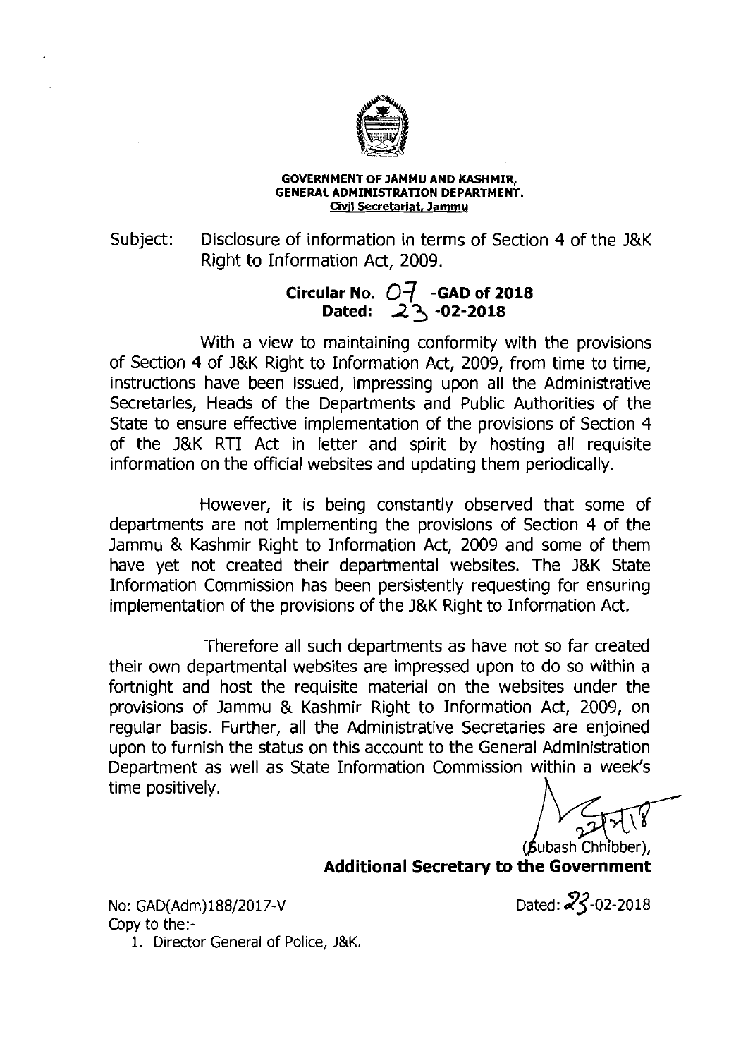**GOVERNMENT OF JAMMU AND KASHMIR,**
**GENERAL ADMINISTRATION DEPARTMENT.**
**Civil Secretariat, Jammu**

Subject: Disclosure of information in terms of Section 4 of the J&K Right to Information Act, 2009.

**Circular No. 07 -GAD of 2018**
**Dated: 23 -02-2018**

With a view to maintaining conformity with the provisions of Section 4 of J&K Right to Information Act, 2009, from time to time, instructions have been issued, impressing upon all the Administrative Secretaries, Heads of the Departments and Public Authorities of the State to ensure effective implementation of the provisions of Section 4 of the J&K RTI Act in letter and spirit by hosting all requisite information on the official websites and updating them periodically.

However, it is being constantly observed that some of departments are not implementing the provisions of Section 4 of the Jammu & Kashmir Right to Information Act, 2009 and some of them have yet not created their departmental websites. The J&K State Information Commission has been persistently requesting for ensuring implementation of the provisions of the J&K Right to Information Act.

Therefore all such departments as have not so far created their own departmental websites are impressed upon to do so within a fortnight and host the requisite material on the websites under the provisions of Jammu & Kashmir Right to Information Act, 2009, on regular basis. Further, all the Administrative Secretaries are enjoined upon to furnish the status on this account to the General Administration Department as well as State Information Commission within a week's time positively.

(Subash Chhibber),
**Additional Secretary to the Government**

No: GAD(Adm)188/2017-V
Dated: 23-02-2018

Copy to the:-

1. Director General of Police, J&K.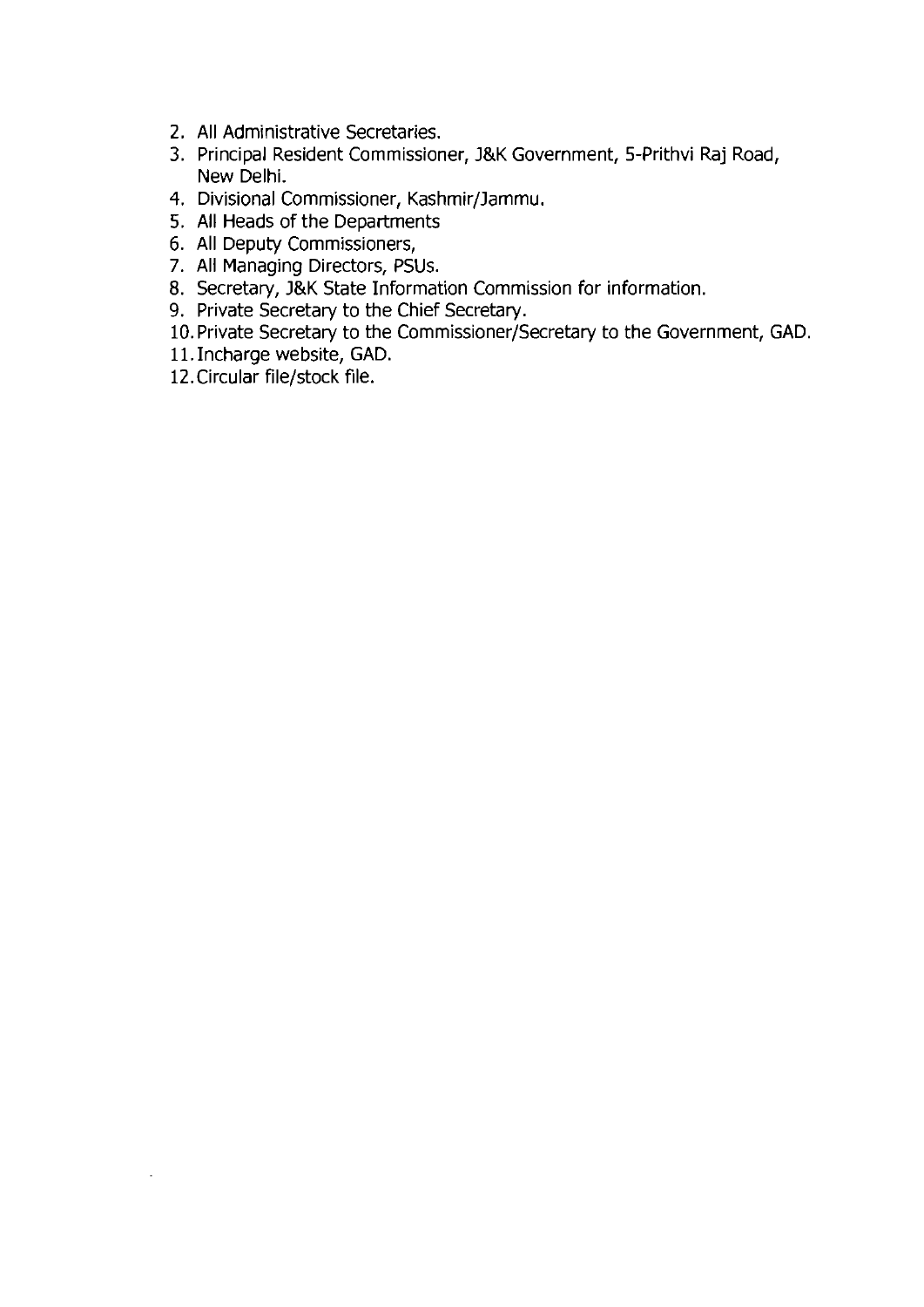2. All Administrative Secretaries.
3. Principal Resident Commissioner, J&K Government, 5-Prithvi Raj Road, New Delhi.
4. Divisional Commissioner, Kashmir/Jammu.
5. All Heads of the Departments
6. All Deputy Commissioners,
7. All Managing Directors, PSUs.
8. Secretary, J&K State Information Commission for information.
9. Private Secretary to the Chief Secretary.
10. Private Secretary to the Commissioner/Secretary to the Government, GAD.
11. Incharge website, GAD.
12. Circular file/stock file.